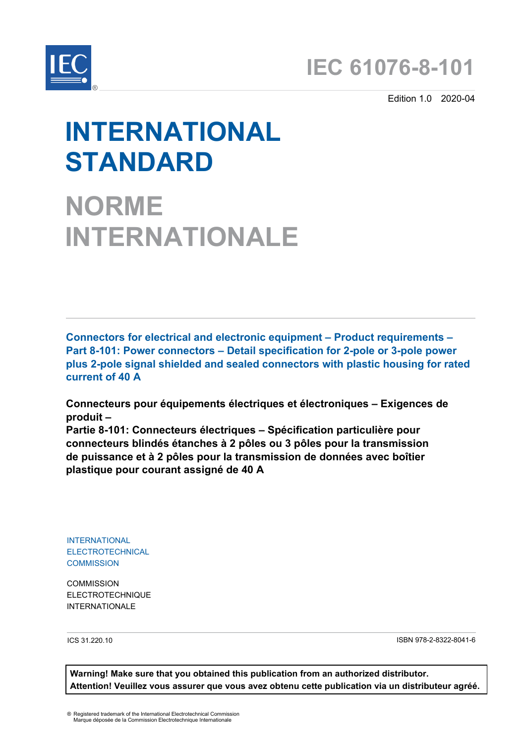# IEC 61076-8-101

Edition 1.0 2020-04

# INTERNATIONAL STANDARD

# NORME INTERNATIONALE

**Connectors for electrical and electronic equipment – Product requirements –
Part 8-101: Power connectors – Detail specification for 2-pole or 3-pole power plus 2-pole signal shielded and sealed connectors with plastic housing for rated current of 40 A**

**Connecteurs pour équipements électriques et électroniques – Exigences de produit –
Partie 8-101: Connecteurs électriques – Spécification particulière pour connecteurs blindés étanches à 2 pôles ou 3 pôles pour la transmission de puissance et à 2 pôles pour la transmission de données avec boîtier plastique pour courant assigné de 40 A**

INTERNATIONAL
ELECTROTECHNICAL
COMMISSION

COMMISSION
ELECTROTECHNIQUE
INTERNATIONALE

ICS 31.220.10

ISBN 978-2-8322-8041-6

**Warning! Make sure that you obtained this publication from an authorized distributor.
Attention! Veuillez vous assurer que vous avez obtenu cette publication via un distributeur agréé.**

® Registered trademark of the International Electrotechnical Commission
Marque déposée de la Commission Electrotechnique Internationale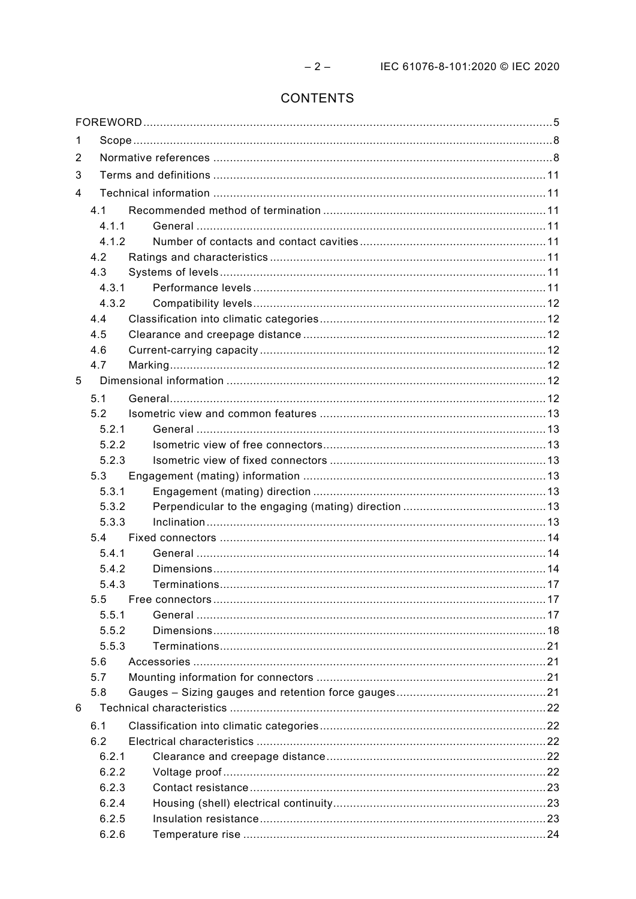# CONTENTS

FOREWORD ........................................................................................................................ 5

1 Scope .......................................................................................................................... 8

2 Normative references ................................................................................................. 8

3 Terms and definitions ................................................................................................ 11

4 Technical information ................................................................................................ 11

4.1 Recommended method of termination ................................................................ 11

4.1.1 General ......................................................................................................... 11

4.1.2 Number of contacts and contact cavities ...................................................... 11

4.2 Ratings and characteristics ................................................................................ 11

4.3 Systems of levels ............................................................................................... 11

4.3.1 Performance levels ....................................................................................... 11

4.3.2 Compatibility levels ....................................................................................... 12

4.4 Classification into climatic categories ................................................................. 12

4.5 Clearance and creepage distance ...................................................................... 12

4.6 Current-carrying capacity ................................................................................... 12

4.7 Marking .............................................................................................................. 12

5 Dimensional information ............................................................................................ 12

5.1 General .............................................................................................................. 12

5.2 Isometric view and common features ................................................................. 13

5.2.1 General ......................................................................................................... 13

5.2.2 Isometric view of free connectors ................................................................. 13

5.2.3 Isometric view of fixed connectors ............................................................... 13

5.3 Engagement (mating) information ...................................................................... 13

5.3.1 Engagement (mating) direction ..................................................................... 13

5.3.2 Perpendicular to the engaging (mating) direction .......................................... 13

5.3.3 Inclination ..................................................................................................... 13

5.4 Fixed connectors ............................................................................................... 14

5.4.1 General ......................................................................................................... 14

5.4.2 Dimensions ................................................................................................... 14

5.4.3 Terminations ................................................................................................. 17

5.5 Free connectors ................................................................................................. 17

5.5.1 General ......................................................................................................... 17

5.5.2 Dimensions ................................................................................................... 18

5.5.3 Terminations ................................................................................................. 21

5.6 Accessories ....................................................................................................... 21

5.7 Mounting information for connectors .................................................................. 21

5.8 Gauges – Sizing gauges and retention force gauges .......................................... 21

6 Technical characteristics ............................................................................................ 22

6.1 Classification into climatic categories ................................................................. 22

6.2 Electrical characteristics .................................................................................... 22

6.2.1 Clearance and creepage distance ................................................................. 22

6.2.2 Voltage proof ................................................................................................. 22

6.2.3 Contact resistance ......................................................................................... 23

6.2.4 Housing (shell) electrical continuity ............................................................... 23

6.2.5 Insulation resistance ..................................................................................... 23

6.2.6 Temperature rise ........................................................................................... 24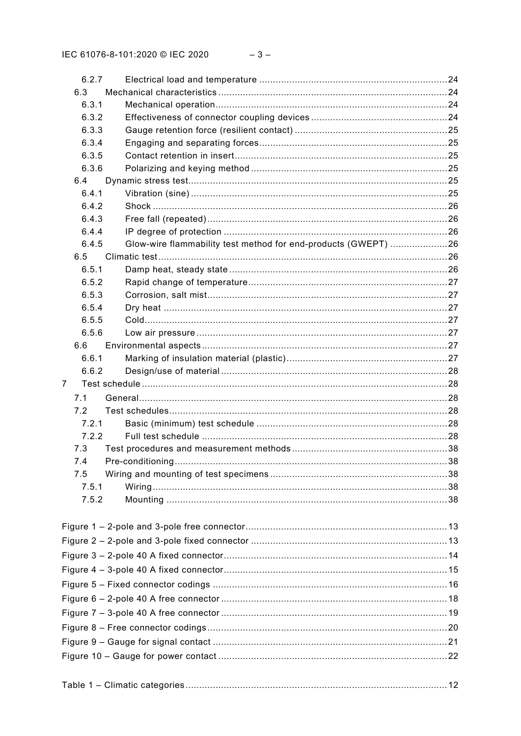6.2.7 Electrical load and temperature ..........24
6.3 Mechanical characteristics ..........24
6.3.1 Mechanical operation ..........24
6.3.2 Effectiveness of connector coupling devices ..........24
6.3.3 Gauge retention force (resilient contact) ..........25
6.3.4 Engaging and separating forces ..........25
6.3.5 Contact retention in insert ..........25
6.3.6 Polarizing and keying method ..........25
6.4 Dynamic stress test ..........25
6.4.1 Vibration (sine) ..........25
6.4.2 Shock ..........26
6.4.3 Free fall (repeated) ..........26
6.4.4 IP degree of protection ..........26
6.4.5 Glow-wire flammability test method for end-products (GWEPT) ..........26
6.5 Climatic test ..........26
6.5.1 Damp heat, steady state ..........26
6.5.2 Rapid change of temperature ..........27
6.5.3 Corrosion, salt mist ..........27
6.5.4 Dry heat ..........27
6.5.5 Cold ..........27
6.5.6 Low air pressure ..........27
6.6 Environmental aspects ..........27
6.6.1 Marking of insulation material (plastic) ..........27
6.6.2 Design/use of material ..........28
7 Test schedule ..........28
7.1 General ..........28
7.2 Test schedules ..........28
7.2.1 Basic (minimum) test schedule ..........28
7.2.2 Full test schedule ..........28
7.3 Test procedures and measurement methods ..........38
7.4 Pre-conditioning ..........38
7.5 Wiring and mounting of test specimens ..........38
7.5.1 Wiring ..........38
7.5.2 Mounting ..........38

Figure 1 – 2-pole and 3-pole free connector ..........13
Figure 2 – 2-pole and 3-pole fixed connector ..........13
Figure 3 – 2-pole 40 A fixed connector ..........14
Figure 4 – 3-pole 40 A fixed connector ..........15
Figure 5 – Fixed connector codings ..........16
Figure 6 – 2-pole 40 A free connector ..........18
Figure 7 – 3-pole 40 A free connector ..........19
Figure 8 – Free connector codings ..........20
Figure 9 – Gauge for signal contact ..........21
Figure 10 – Gauge for power contact ..........22

Table 1 – Climatic categories ..........12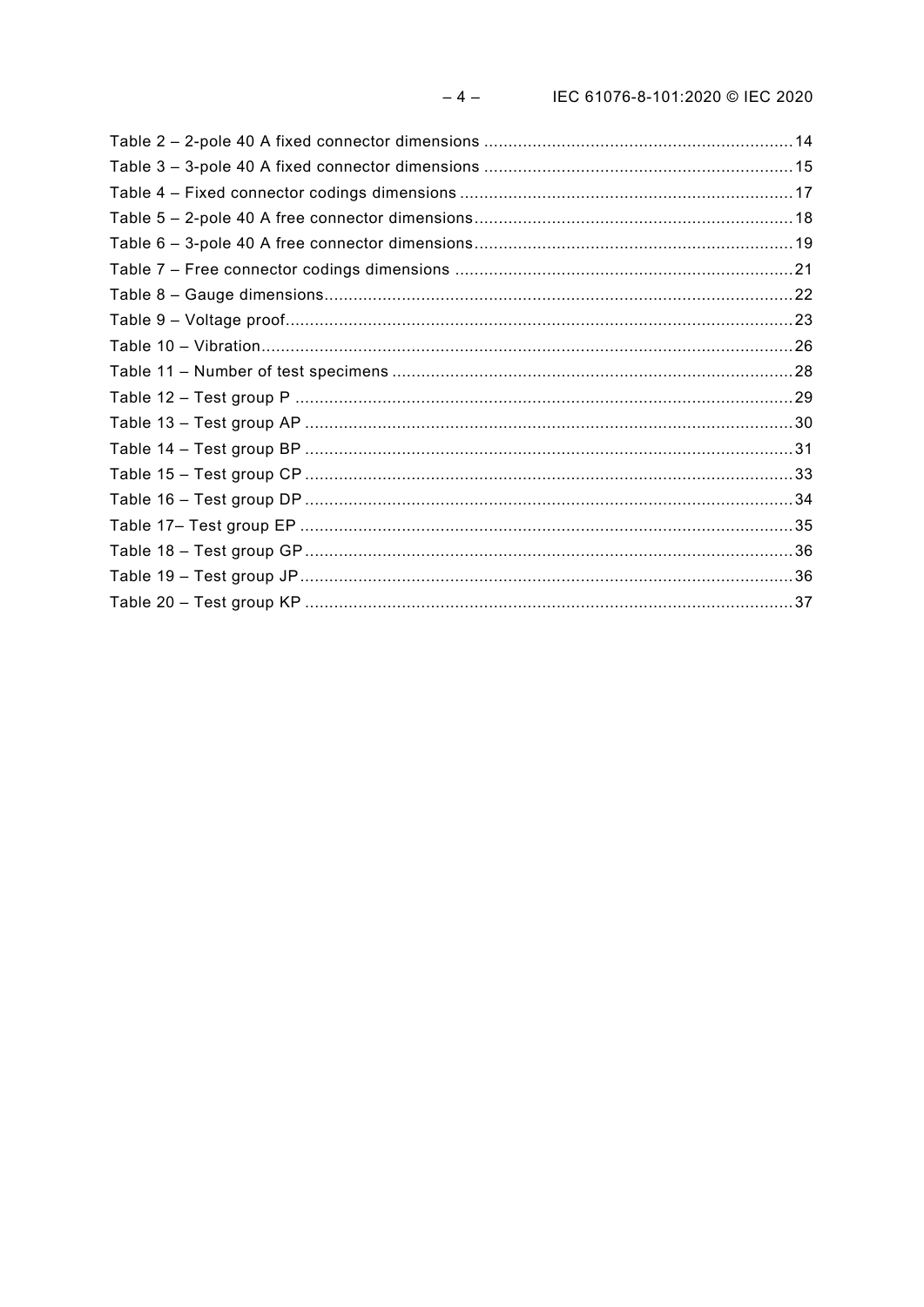Table 2 – 2-pole 40 A fixed connector dimensions ........................................................... 14
Table 3 – 3-pole 40 A fixed connector dimensions ........................................................... 15
Table 4 – Fixed connector codings dimensions ................................................................ 17
Table 5 – 2-pole 40 A free connector dimensions............................................................. 18
Table 6 – 3-pole 40 A free connector dimensions............................................................. 19
Table 7 – Free connector codings dimensions ................................................................. 21
Table 8 – Gauge dimensions........................................................................................... 22
Table 9 – Voltage proof................................................................................................... 23
Table 10 – Vibration........................................................................................................ 26
Table 11 – Number of test specimens .............................................................................. 28
Table 12 – Test group P .................................................................................................. 29
Table 13 – Test group AP ................................................................................................ 30
Table 14 – Test group BP ................................................................................................ 31
Table 15 – Test group CP ................................................................................................ 33
Table 16 – Test group DP ................................................................................................ 34
Table 17– Test group EP ................................................................................................. 35
Table 18 – Test group GP ................................................................................................ 36
Table 19 – Test group JP ................................................................................................. 36
Table 20 – Test group KP ................................................................................................ 37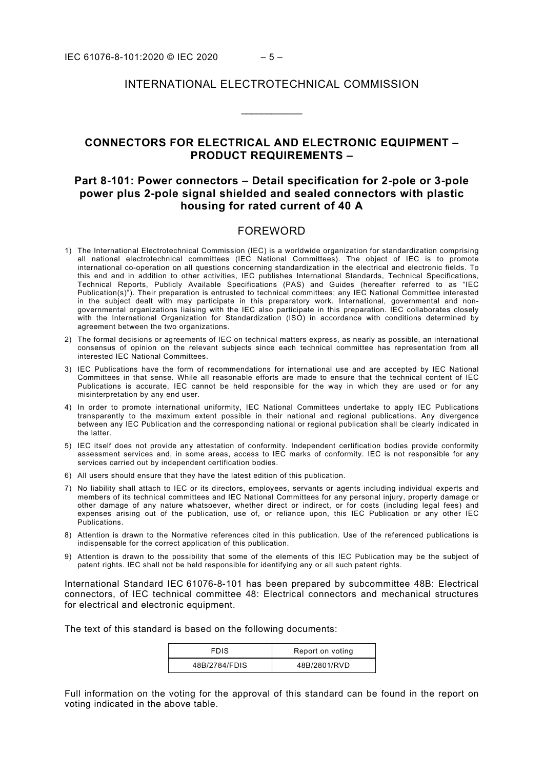INTERNATIONAL ELECTROTECHNICAL COMMISSION

____________

**CONNECTORS FOR ELECTRICAL AND ELECTRONIC EQUIPMENT – PRODUCT REQUIREMENTS –**

**Part 8-101: Power connectors – Detail specification for 2-pole or 3-pole power plus 2-pole signal shielded and sealed connectors with plastic housing for rated current of 40 A**

## FOREWORD

1) The International Electrotechnical Commission (IEC) is a worldwide organization for standardization comprising all national electrotechnical committees (IEC National Committees). The object of IEC is to promote international co-operation on all questions concerning standardization in the electrical and electronic fields. To this end and in addition to other activities, IEC publishes International Standards, Technical Specifications, Technical Reports, Publicly Available Specifications (PAS) and Guides (hereafter referred to as "IEC Publication(s)"). Their preparation is entrusted to technical committees; any IEC National Committee interested in the subject dealt with may participate in this preparatory work. International, governmental and non-governmental organizations liaising with the IEC also participate in this preparation. IEC collaborates closely with the International Organization for Standardization (ISO) in accordance with conditions determined by agreement between the two organizations.
2) The formal decisions or agreements of IEC on technical matters express, as nearly as possible, an international consensus of opinion on the relevant subjects since each technical committee has representation from all interested IEC National Committees.
3) IEC Publications have the form of recommendations for international use and are accepted by IEC National Committees in that sense. While all reasonable efforts are made to ensure that the technical content of IEC Publications is accurate, IEC cannot be held responsible for the way in which they are used or for any misinterpretation by any end user.
4) In order to promote international uniformity, IEC National Committees undertake to apply IEC Publications transparently to the maximum extent possible in their national and regional publications. Any divergence between any IEC Publication and the corresponding national or regional publication shall be clearly indicated in the latter.
5) IEC itself does not provide any attestation of conformity. Independent certification bodies provide conformity assessment services and, in some areas, access to IEC marks of conformity. IEC is not responsible for any services carried out by independent certification bodies.
6) All users should ensure that they have the latest edition of this publication.
7) No liability shall attach to IEC or its directors, employees, servants or agents including individual experts and members of its technical committees and IEC National Committees for any personal injury, property damage or other damage of any nature whatsoever, whether direct or indirect, or for costs (including legal fees) and expenses arising out of the publication, use of, or reliance upon, this IEC Publication or any other IEC Publications.
8) Attention is drawn to the Normative references cited in this publication. Use of the referenced publications is indispensable for the correct application of this publication.
9) Attention is drawn to the possibility that some of the elements of this IEC Publication may be the subject of patent rights. IEC shall not be held responsible for identifying any or all such patent rights.

International Standard IEC 61076-8-101 has been prepared by subcommittee 48B: Electrical connectors, of IEC technical committee 48: Electrical connectors and mechanical structures for electrical and electronic equipment.

The text of this standard is based on the following documents:

| FDIS | Report on voting |
|---|---|
| 48B/2784/FDIS | 48B/2801/RVD |

Full information on the voting for the approval of this standard can be found in the report on voting indicated in the above table.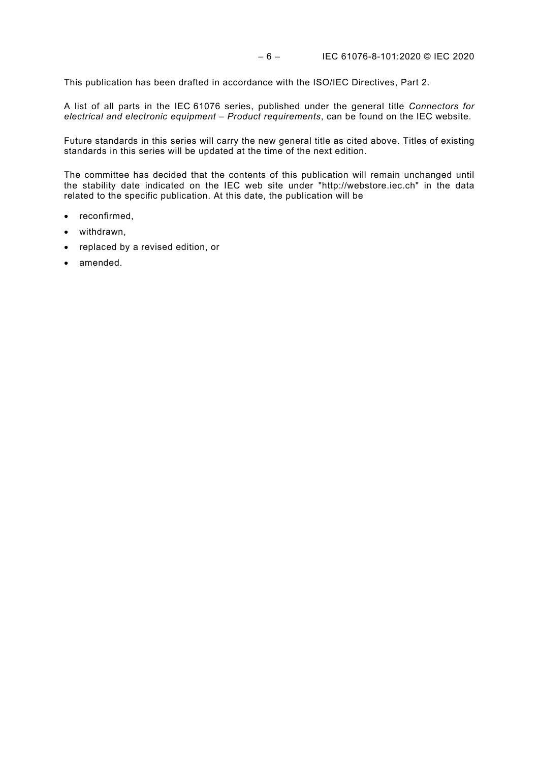This publication has been drafted in accordance with the ISO/IEC Directives, Part 2.

A list of all parts in the IEC 61076 series, published under the general title *Connectors for electrical and electronic equipment – Product requirements*, can be found on the IEC website.

Future standards in this series will carry the new general title as cited above. Titles of existing standards in this series will be updated at the time of the next edition.

The committee has decided that the contents of this publication will remain unchanged until the stability date indicated on the IEC web site under "http://webstore.iec.ch" in the data related to the specific publication. At this date, the publication will be

- reconfirmed,
- withdrawn,
- replaced by a revised edition, or
- amended.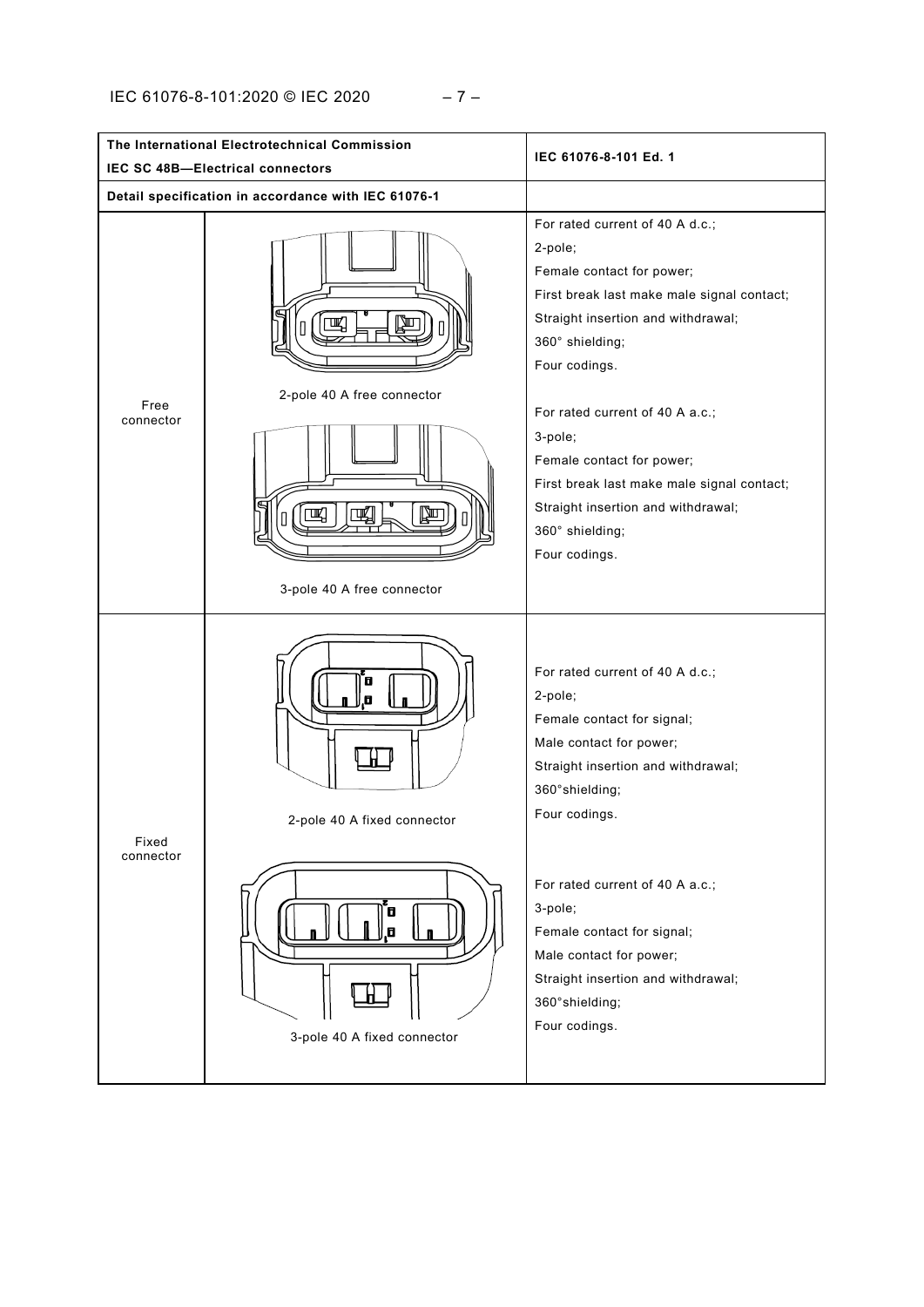| The International Electrotechnical Commission<br>IEC SC 48B—Electrical connectors | | IEC 61076-8-101 Ed. 1 |
|---|---|---|
| Detail specification in accordance with IEC 61076-1 | | |
| Free connector | 2-pole 40 A free connector<br><br>3-pole 40 A free connector | For rated current of 40 A d.c.;<br>2-pole;<br>Female contact for power;<br>First break last make male signal contact;<br>Straight insertion and withdrawal;<br>360° shielding;<br>Four codings.<br><br>For rated current of 40 A a.c.;<br>3-pole;<br>Female contact for power;<br>First break last make male signal contact;<br>Straight insertion and withdrawal;<br>360° shielding;<br>Four codings. |
| Fixed connector | 2-pole 40 A fixed connector<br><br>3-pole 40 A fixed connector | For rated current of 40 A d.c.;<br>2-pole;<br>Female contact for signal;<br>Male contact for power;<br>Straight insertion and withdrawal;<br>360°shielding;<br>Four codings.<br><br>For rated current of 40 A a.c.;<br>3-pole;<br>Female contact for signal;<br>Male contact for power;<br>Straight insertion and withdrawal;<br>360°shielding;<br>Four codings. |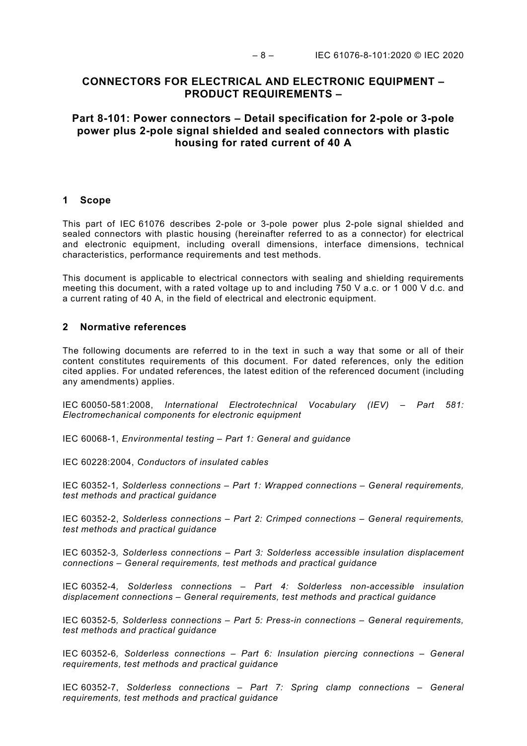# CONNECTORS FOR ELECTRICAL AND ELECTRONIC EQUIPMENT – PRODUCT REQUIREMENTS –

## Part 8-101: Power connectors – Detail specification for 2-pole or 3-pole power plus 2-pole signal shielded and sealed connectors with plastic housing for rated current of 40 A

## 1 Scope

This part of IEC 61076 describes 2-pole or 3-pole power plus 2-pole signal shielded and sealed connectors with plastic housing (hereinafter referred to as a connector) for electrical and electronic equipment, including overall dimensions, interface dimensions, technical characteristics, performance requirements and test methods.

This document is applicable to electrical connectors with sealing and shielding requirements meeting this document, with a rated voltage up to and including 750 V a.c. or 1 000 V d.c. and a current rating of 40 A, in the field of electrical and electronic equipment.

## 2 Normative references

The following documents are referred to in the text in such a way that some or all of their content constitutes requirements of this document. For dated references, only the edition cited applies. For undated references, the latest edition of the referenced document (including any amendments) applies.

IEC 60050-581:2008, *International Electrotechnical Vocabulary (IEV) – Part 581: Electromechanical components for electronic equipment*

IEC 60068-1, *Environmental testing – Part 1: General and guidance*

IEC 60228:2004, *Conductors of insulated cables*

IEC 60352-1, *Solderless connections – Part 1: Wrapped connections – General requirements, test methods and practical guidance*

IEC 60352-2, *Solderless connections – Part 2: Crimped connections – General requirements, test methods and practical guidance*

IEC 60352-3, *Solderless connections – Part 3: Solderless accessible insulation displacement connections – General requirements, test methods and practical guidance*

IEC 60352-4, *Solderless connections – Part 4: Solderless non-accessible insulation displacement connections – General requirements, test methods and practical guidance*

IEC 60352-5, *Solderless connections – Part 5: Press-in connections – General requirements, test methods and practical guidance*

IEC 60352-6, *Solderless connections – Part 6: Insulation piercing connections – General requirements, test methods and practical guidance*

IEC 60352-7, *Solderless connections – Part 7: Spring clamp connections – General requirements, test methods and practical guidance*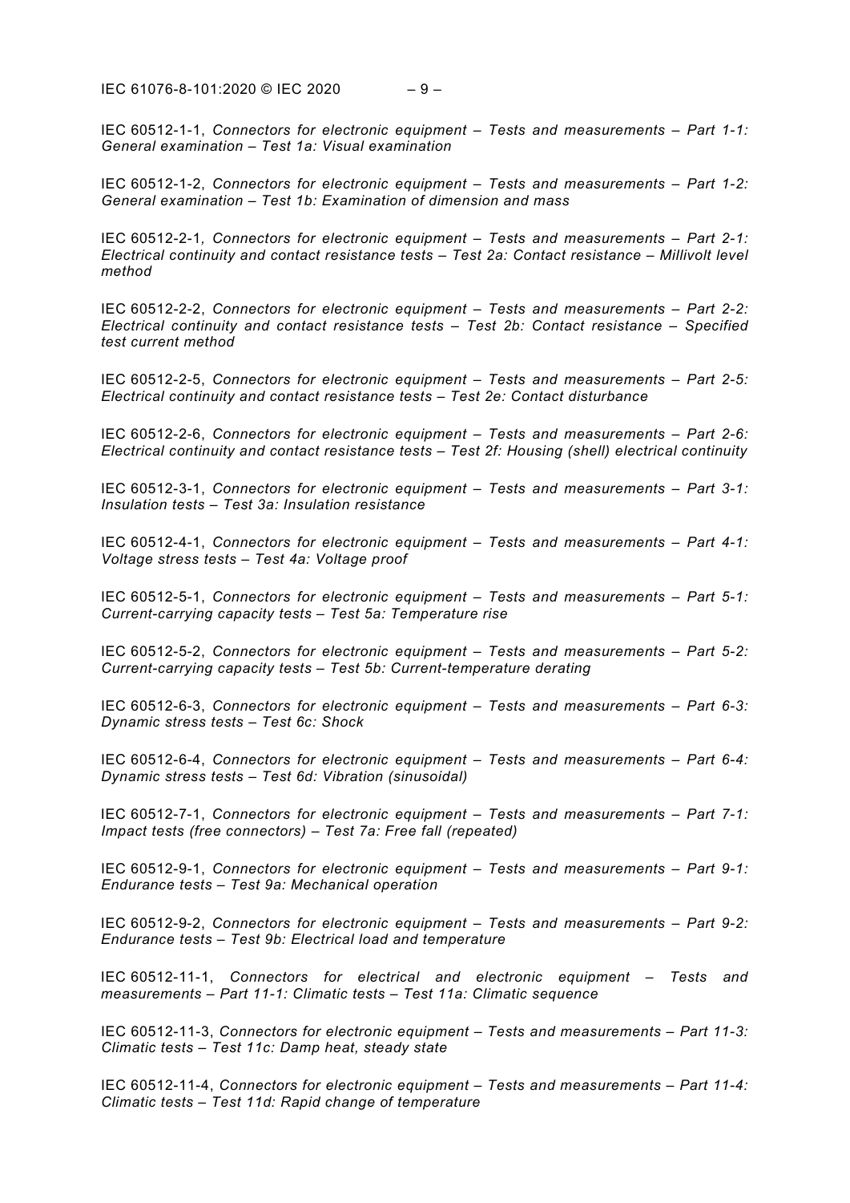IEC 60512-1-1, *Connectors for electronic equipment – Tests and measurements – Part 1-1: General examination – Test 1a: Visual examination*

IEC 60512-1-2, *Connectors for electronic equipment – Tests and measurements – Part 1-2: General examination – Test 1b: Examination of dimension and mass*

IEC 60512-2-1, *Connectors for electronic equipment – Tests and measurements – Part 2-1: Electrical continuity and contact resistance tests – Test 2a: Contact resistance – Millivolt level method*

IEC 60512-2-2, *Connectors for electronic equipment – Tests and measurements – Part 2-2: Electrical continuity and contact resistance tests – Test 2b: Contact resistance – Specified test current method*

IEC 60512-2-5, *Connectors for electronic equipment – Tests and measurements – Part 2-5: Electrical continuity and contact resistance tests – Test 2e: Contact disturbance*

IEC 60512-2-6, *Connectors for electronic equipment – Tests and measurements – Part 2-6: Electrical continuity and contact resistance tests – Test 2f: Housing (shell) electrical continuity*

IEC 60512-3-1, *Connectors for electronic equipment – Tests and measurements – Part 3-1: Insulation tests – Test 3a: Insulation resistance*

IEC 60512-4-1, *Connectors for electronic equipment – Tests and measurements – Part 4-1: Voltage stress tests – Test 4a: Voltage proof*

IEC 60512-5-1, *Connectors for electronic equipment – Tests and measurements – Part 5-1: Current-carrying capacity tests – Test 5a: Temperature rise*

IEC 60512-5-2, *Connectors for electronic equipment – Tests and measurements – Part 5-2: Current-carrying capacity tests – Test 5b: Current-temperature derating*

IEC 60512-6-3, *Connectors for electronic equipment – Tests and measurements – Part 6-3: Dynamic stress tests – Test 6c: Shock*

IEC 60512-6-4, *Connectors for electronic equipment – Tests and measurements – Part 6-4: Dynamic stress tests – Test 6d: Vibration (sinusoidal)*

IEC 60512-7-1, *Connectors for electronic equipment – Tests and measurements – Part 7-1: Impact tests (free connectors) – Test 7a: Free fall (repeated)*

IEC 60512-9-1, *Connectors for electronic equipment – Tests and measurements – Part 9-1: Endurance tests – Test 9a: Mechanical operation*

IEC 60512-9-2, *Connectors for electronic equipment – Tests and measurements – Part 9-2: Endurance tests – Test 9b: Electrical load and temperature*

IEC 60512-11-1, *Connectors for electrical and electronic equipment – Tests and measurements – Part 11-1: Climatic tests – Test 11a: Climatic sequence*

IEC 60512-11-3, *Connectors for electronic equipment – Tests and measurements – Part 11-3: Climatic tests – Test 11c: Damp heat, steady state*

IEC 60512-11-4, *Connectors for electronic equipment – Tests and measurements – Part 11-4: Climatic tests – Test 11d: Rapid change of temperature*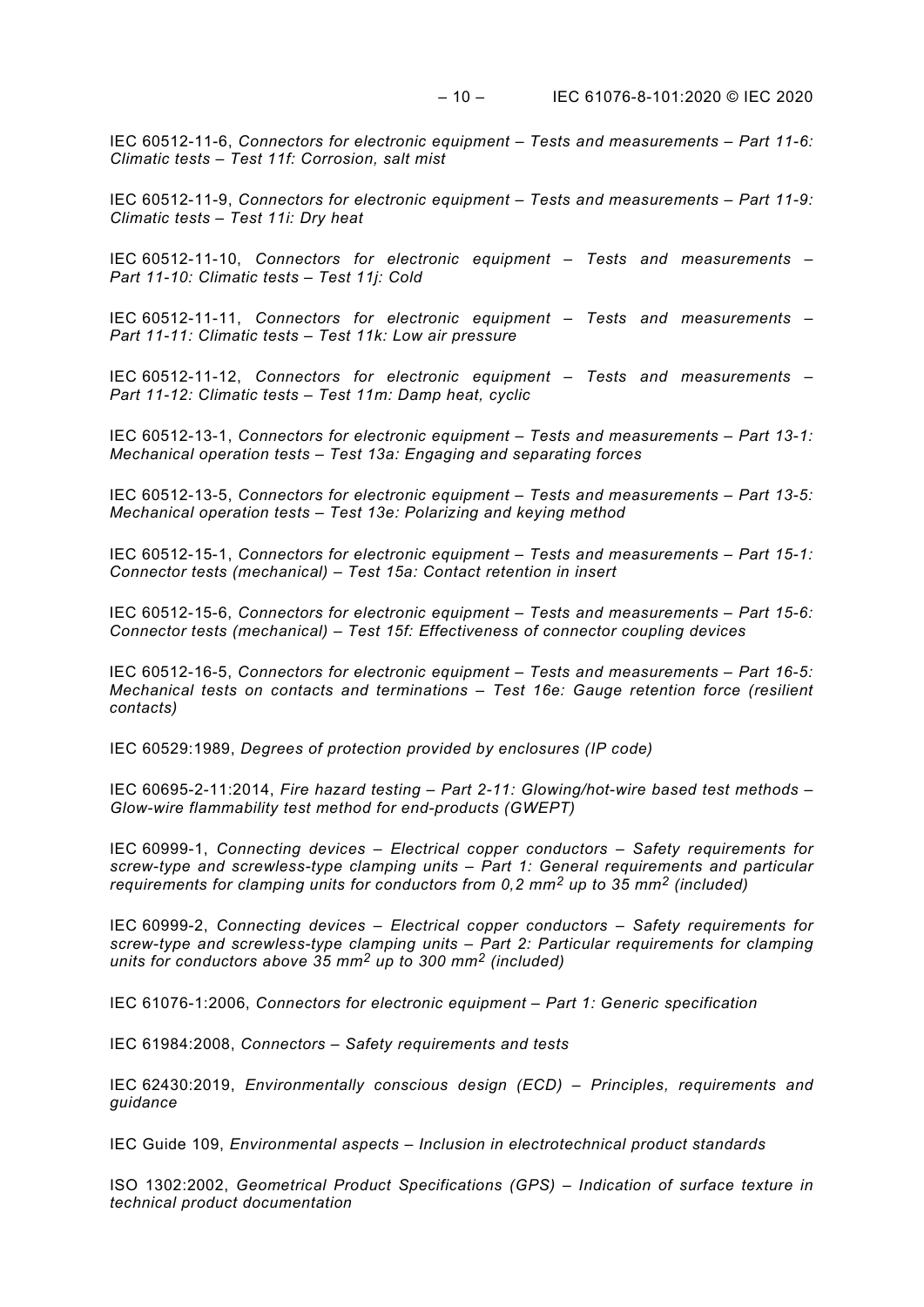IEC 60512-11-6, *Connectors for electronic equipment – Tests and measurements – Part 11-6: Climatic tests – Test 11f: Corrosion, salt mist*

IEC 60512-11-9, *Connectors for electronic equipment – Tests and measurements – Part 11-9: Climatic tests – Test 11i: Dry heat*

IEC 60512-11-10, *Connectors for electronic equipment – Tests and measurements – Part 11-10: Climatic tests – Test 11j: Cold*

IEC 60512-11-11, *Connectors for electronic equipment – Tests and measurements – Part 11-11: Climatic tests – Test 11k: Low air pressure*

IEC 60512-11-12, *Connectors for electronic equipment – Tests and measurements – Part 11-12: Climatic tests – Test 11m: Damp heat, cyclic*

IEC 60512-13-1, *Connectors for electronic equipment – Tests and measurements – Part 13-1: Mechanical operation tests – Test 13a: Engaging and separating forces*

IEC 60512-13-5, *Connectors for electronic equipment – Tests and measurements – Part 13-5: Mechanical operation tests – Test 13e: Polarizing and keying method*

IEC 60512-15-1, *Connectors for electronic equipment – Tests and measurements – Part 15-1: Connector tests (mechanical) – Test 15a: Contact retention in insert*

IEC 60512-15-6, *Connectors for electronic equipment – Tests and measurements – Part 15-6: Connector tests (mechanical) – Test 15f: Effectiveness of connector coupling devices*

IEC 60512-16-5, *Connectors for electronic equipment – Tests and measurements – Part 16-5: Mechanical tests on contacts and terminations – Test 16e: Gauge retention force (resilient contacts)*

IEC 60529:1989, *Degrees of protection provided by enclosures (IP code)*

IEC 60695-2-11:2014, *Fire hazard testing – Part 2-11: Glowing/hot-wire based test methods – Glow-wire flammability test method for end-products (GWEPT)*

IEC 60999-1, *Connecting devices – Electrical copper conductors – Safety requirements for screw-type and screwless-type clamping units – Part 1: General requirements and particular requirements for clamping units for conductors from 0,2 mm$^2$ up to 35 mm$^2$ (included)*

IEC 60999-2, *Connecting devices – Electrical copper conductors – Safety requirements for screw-type and screwless-type clamping units – Part 2: Particular requirements for clamping units for conductors above 35 mm$^2$ up to 300 mm$^2$ (included)*

IEC 61076-1:2006, *Connectors for electronic equipment – Part 1: Generic specification*

IEC 61984:2008, *Connectors – Safety requirements and tests*

IEC 62430:2019, *Environmentally conscious design (ECD) – Principles, requirements and guidance*

IEC Guide 109, *Environmental aspects – Inclusion in electrotechnical product standards*

ISO 1302:2002, *Geometrical Product Specifications (GPS) – Indication of surface texture in technical product documentation*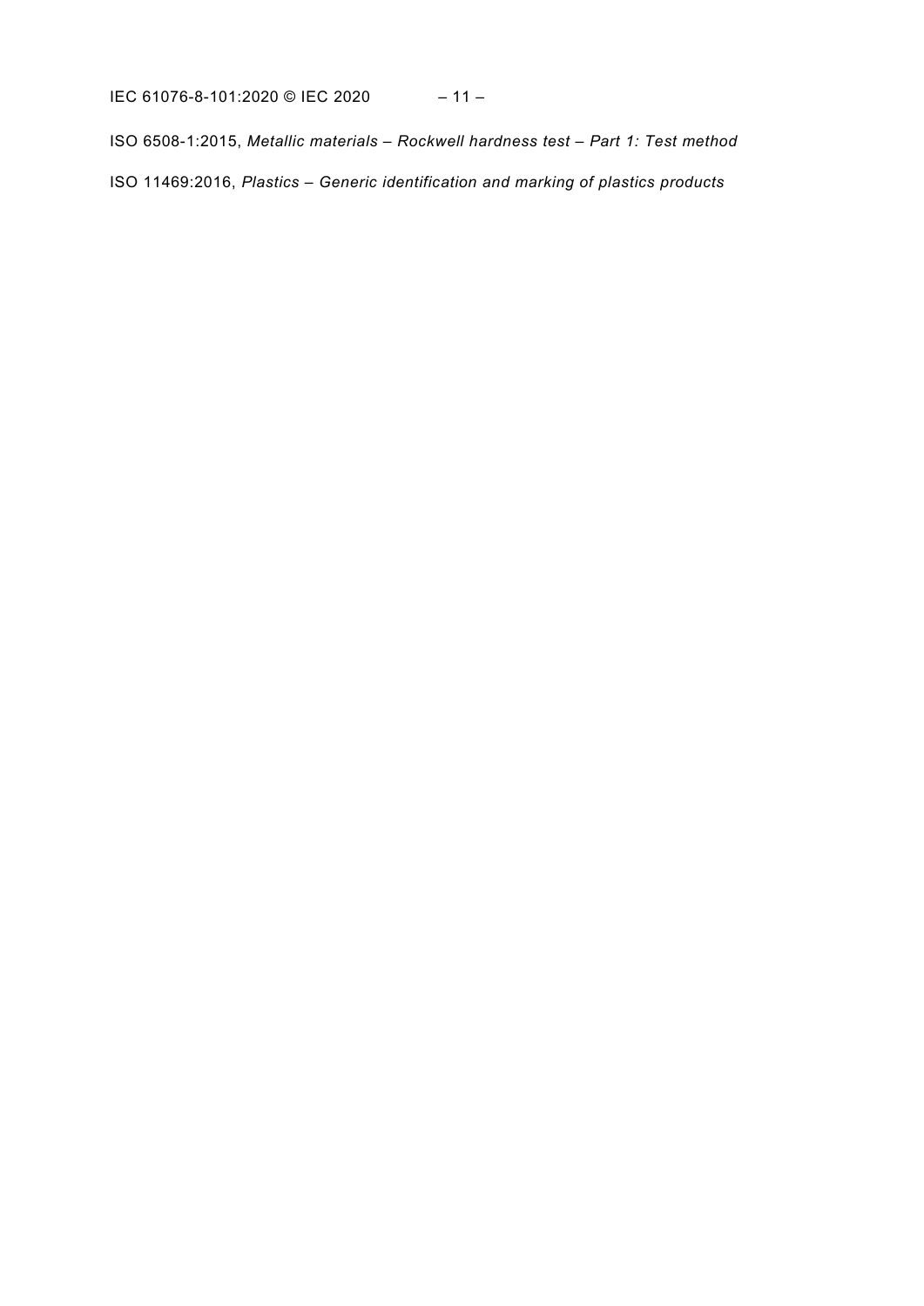ISO 6508-1:2015, *Metallic materials – Rockwell hardness test – Part 1: Test method*

ISO 11469:2016, *Plastics – Generic identification and marking of plastics products*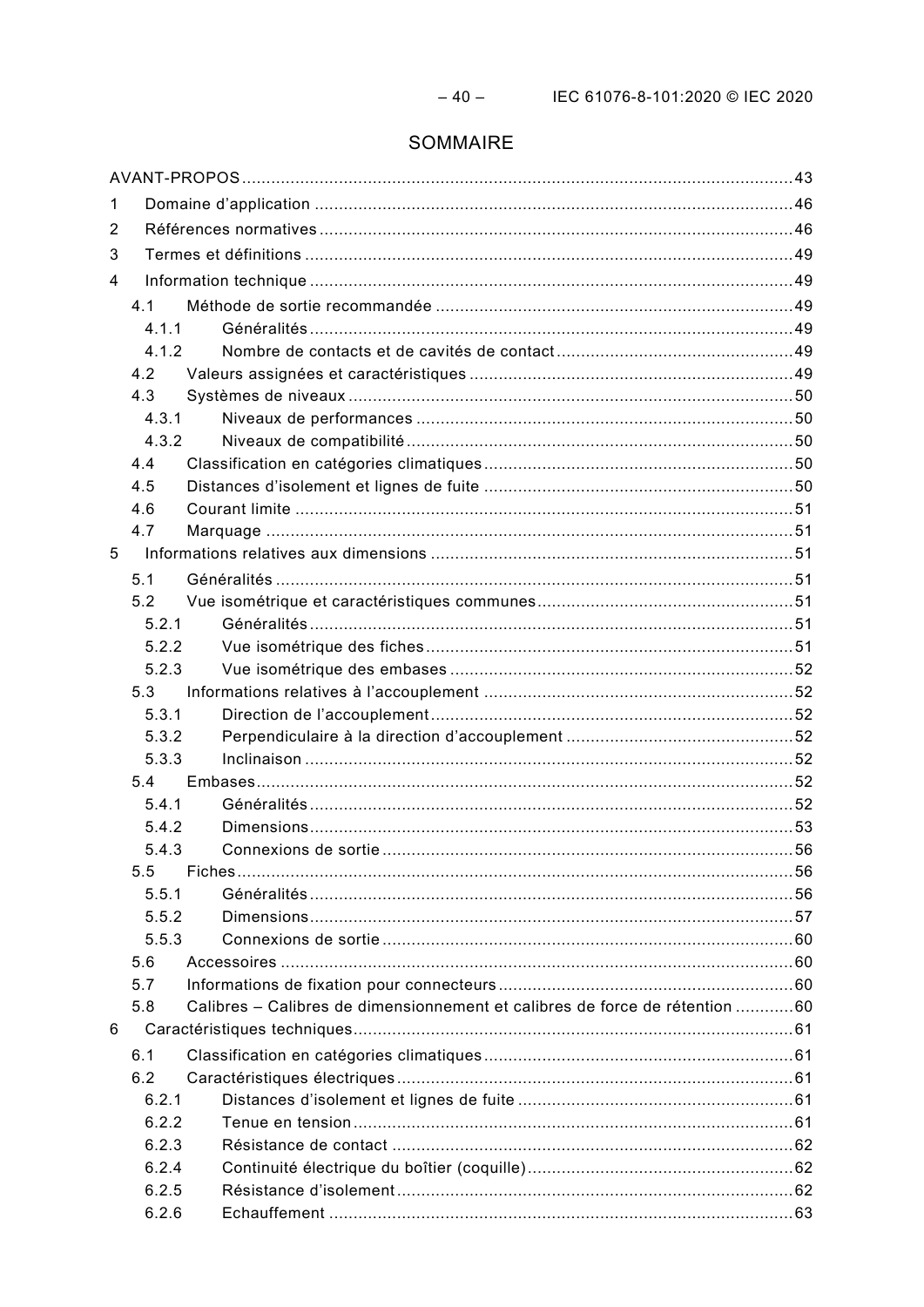# SOMMAIRE

AVANT-PROPOS .......... 43

1 Domaine d'application .......... 46

2 Références normatives .......... 46

3 Termes et définitions .......... 49

4 Information technique .......... 49

- 4.1 Méthode de sortie recommandée .......... 49
  - 4.1.1 Généralités .......... 49
  - 4.1.2 Nombre de contacts et de cavités de contact .......... 49
- 4.2 Valeurs assignées et caractéristiques .......... 49
- 4.3 Systèmes de niveaux .......... 50
  - 4.3.1 Niveaux de performances .......... 50
  - 4.3.2 Niveaux de compatibilité .......... 50
- 4.4 Classification en catégories climatiques .......... 50
- 4.5 Distances d'isolement et lignes de fuite .......... 50
- 4.6 Courant limite .......... 51
- 4.7 Marquage .......... 51

5 Informations relatives aux dimensions .......... 51

- 5.1 Généralités .......... 51
- 5.2 Vue isométrique et caractéristiques communes .......... 51
  - 5.2.1 Généralités .......... 51
  - 5.2.2 Vue isométrique des fiches .......... 51
  - 5.2.3 Vue isométrique des embases .......... 52
- 5.3 Informations relatives à l'accouplement .......... 52
  - 5.3.1 Direction de l'accouplement .......... 52
  - 5.3.2 Perpendiculaire à la direction d'accouplement .......... 52
  - 5.3.3 Inclinaison .......... 52
- 5.4 Embases .......... 52
  - 5.4.1 Généralités .......... 52
  - 5.4.2 Dimensions .......... 53
  - 5.4.3 Connexions de sortie .......... 56
- 5.5 Fiches .......... 56
  - 5.5.1 Généralités .......... 56
  - 5.5.2 Dimensions .......... 57
  - 5.5.3 Connexions de sortie .......... 60
- 5.6 Accessoires .......... 60
- 5.7 Informations de fixation pour connecteurs .......... 60
- 5.8 Calibres – Calibres de dimensionnement et calibres de force de rétention .......... 60

6 Caractéristiques techniques .......... 61

- 6.1 Classification en catégories climatiques .......... 61
- 6.2 Caractéristiques électriques .......... 61
  - 6.2.1 Distances d'isolement et lignes de fuite .......... 61
  - 6.2.2 Tenue en tension .......... 61
  - 6.2.3 Résistance de contact .......... 62
  - 6.2.4 Continuité électrique du boîtier (coquille) .......... 62
  - 6.2.5 Résistance d'isolement .......... 62
  - 6.2.6 Echauffement .......... 63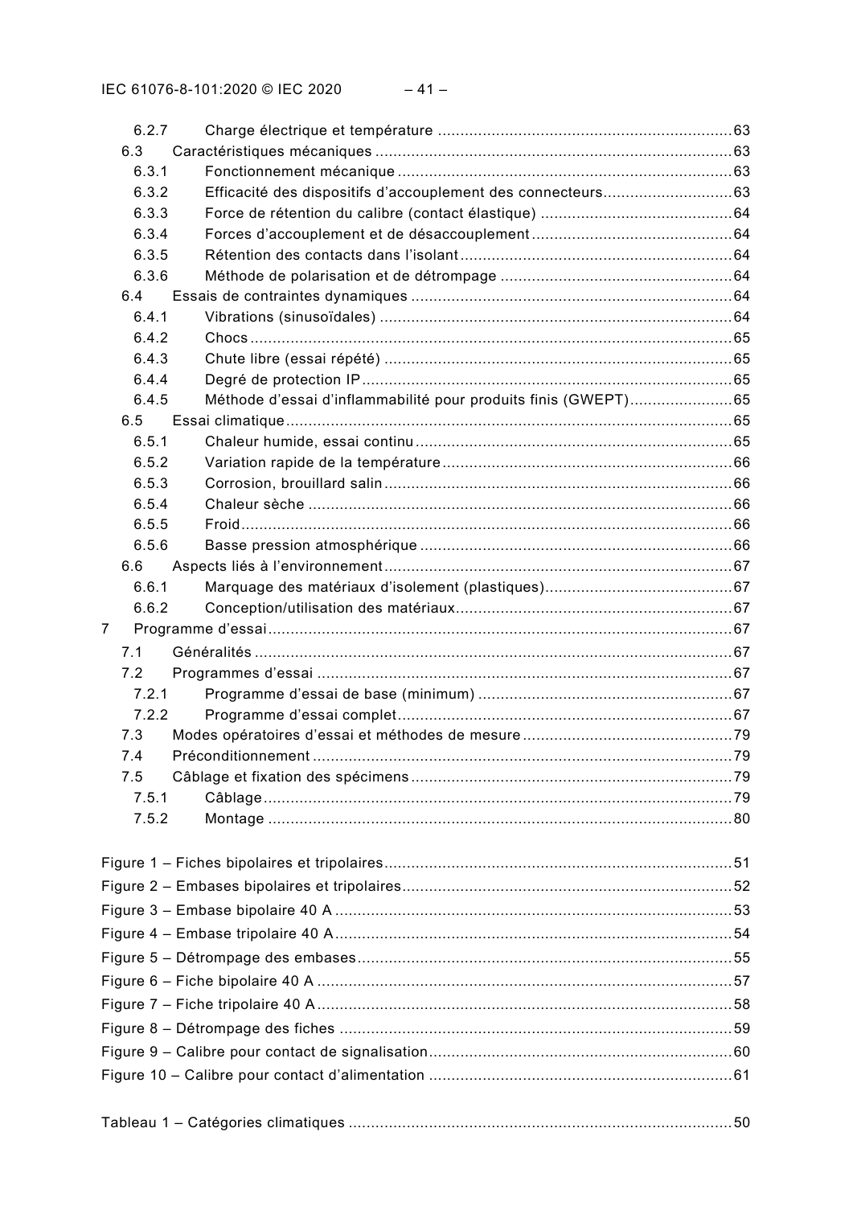6.2.7 Charge électrique et température ....................................................................63
6.3 Caractéristiques mécaniques ....................................................................63
6.3.1 Fonctionnement mécanique ....................................................................63
6.3.2 Efficacité des dispositifs d'accouplement des connecteurs....................................................................63
6.3.3 Force de rétention du calibre (contact élastique) ....................................................................64
6.3.4 Forces d'accouplement et de désaccouplement ....................................................................64
6.3.5 Rétention des contacts dans l'isolant....................................................................64
6.3.6 Méthode de polarisation et de détrompage ....................................................................64
6.4 Essais de contraintes dynamiques ....................................................................64
6.4.1 Vibrations (sinusoïdales) ....................................................................64
6.4.2 Chocs ....................................................................65
6.4.3 Chute libre (essai répété) ....................................................................65
6.4.4 Degré de protection IP....................................................................65
6.4.5 Méthode d'essai d'inflammabilité pour produits finis (GWEPT)....................................................................65
6.5 Essai climatique....................................................................65
6.5.1 Chaleur humide, essai continu....................................................................65
6.5.2 Variation rapide de la température....................................................................66
6.5.3 Corrosion, brouillard salin....................................................................66
6.5.4 Chaleur sèche ....................................................................66
6.5.5 Froid....................................................................66
6.5.6 Basse pression atmosphérique ....................................................................66
6.6 Aspects liés à l'environnement....................................................................67
6.6.1 Marquage des matériaux d'isolement (plastiques)....................................................................67
6.6.2 Conception/utilisation des matériaux....................................................................67
7 Programme d'essai....................................................................67
7.1 Généralités ....................................................................67
7.2 Programmes d'essai ....................................................................67
7.2.1 Programme d'essai de base (minimum) ....................................................................67
7.2.2 Programme d'essai complet....................................................................67
7.3 Modes opératoires d'essai et méthodes de mesure....................................................................79
7.4 Préconditionnement ....................................................................79
7.5 Câblage et fixation des spécimens....................................................................79
7.5.1 Câblage....................................................................79
7.5.2 Montage ....................................................................80

Figure 1 – Fiches bipolaires et tripolaires....................................................................51
Figure 2 – Embases bipolaires et tripolaires....................................................................52
Figure 3 – Embase bipolaire 40 A ....................................................................53
Figure 4 – Embase tripolaire 40 A....................................................................54
Figure 5 – Détrompage des embases....................................................................55
Figure 6 – Fiche bipolaire 40 A ....................................................................57
Figure 7 – Fiche tripolaire 40 A....................................................................58
Figure 8 – Détrompage des fiches ....................................................................59
Figure 9 – Calibre pour contact de signalisation....................................................................60
Figure 10 – Calibre pour contact d'alimentation ....................................................................61

Tableau 1 – Catégories climatiques ....................................................................50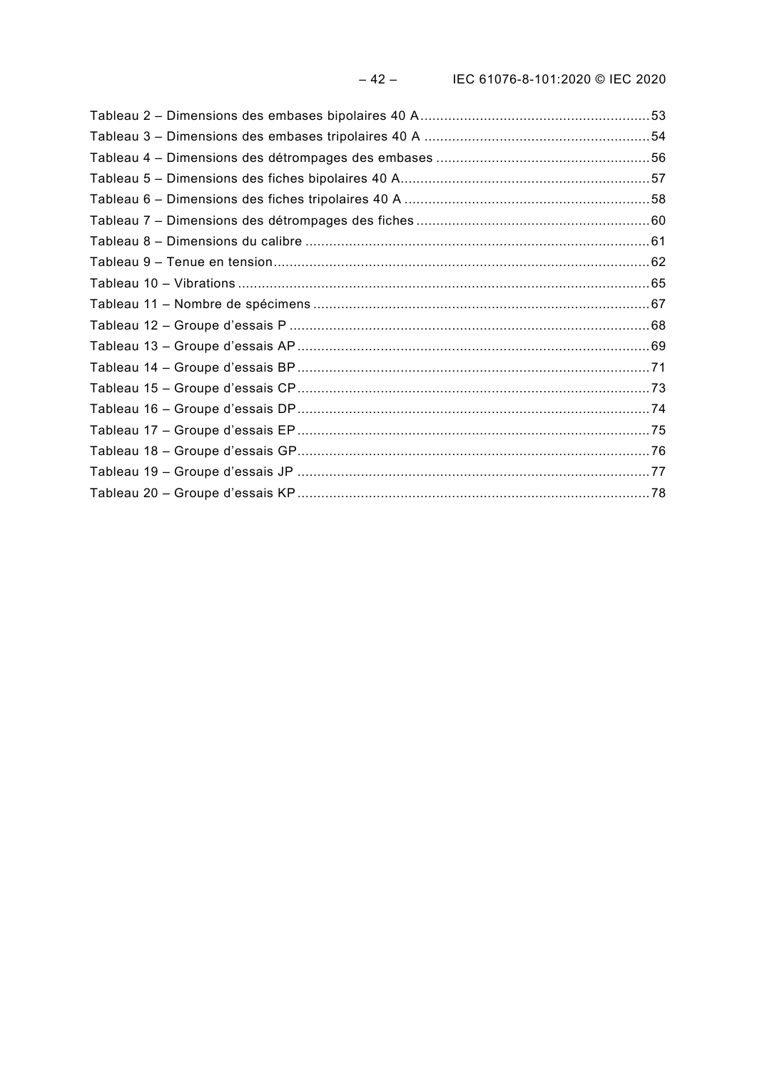Tableau 2 – Dimensions des embases bipolaires 40 A ......................................................... 53
Tableau 3 – Dimensions des embases tripolaires 40 A ......................................................... 54
Tableau 4 – Dimensions des détrompages des embases ..................................................... 56
Tableau 5 – Dimensions des fiches bipolaires 40 A .............................................................. 57
Tableau 6 – Dimensions des fiches tripolaires 40 A .............................................................. 58
Tableau 7 – Dimensions des détrompages des fiches ........................................................... 60
Tableau 8 – Dimensions du calibre ....................................................................................... 61
Tableau 9 – Tenue en tension ............................................................................................... 62
Tableau 10 – Vibrations ........................................................................................................ 65
Tableau 11 – Nombre de spécimens ..................................................................................... 67
Tableau 12 – Groupe d'essais P ........................................................................................... 68
Tableau 13 – Groupe d'essais AP ......................................................................................... 69
Tableau 14 – Groupe d'essais BP ......................................................................................... 71
Tableau 15 – Groupe d'essais CP ......................................................................................... 73
Tableau 16 – Groupe d'essais DP ......................................................................................... 74
Tableau 17 – Groupe d'essais EP ......................................................................................... 75
Tableau 18 – Groupe d'essais GP ......................................................................................... 76
Tableau 19 – Groupe d'essais JP .......................................................................................... 77
Tableau 20 – Groupe d'essais KP ......................................................................................... 78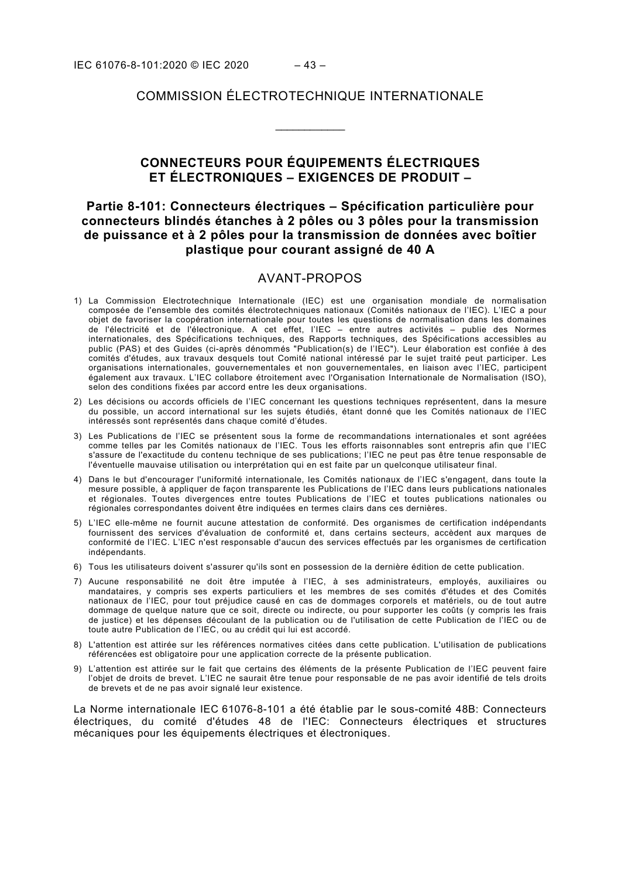COMMISSION ÉLECTROTECHNIQUE INTERNATIONALE

\_\_\_\_\_\_\_\_\_\_\_\_

# CONNECTEURS POUR ÉQUIPEMENTS ÉLECTRIQUES ET ÉLECTRONIQUES – EXIGENCES DE PRODUIT –

## Partie 8-101: Connecteurs électriques – Spécification particulière pour connecteurs blindés étanches à 2 pôles ou 3 pôles pour la transmission de puissance et à 2 pôles pour la transmission de données avec boîtier plastique pour courant assigné de 40 A

## AVANT-PROPOS

1) La Commission Electrotechnique Internationale (IEC) est une organisation mondiale de normalisation composée de l'ensemble des comités électrotechniques nationaux (Comités nationaux de l'IEC). L'IEC a pour objet de favoriser la coopération internationale pour toutes les questions de normalisation dans les domaines de l'électricité et de l'électronique. A cet effet, l'IEC – entre autres activités – publie des Normes internationales, des Spécifications techniques, des Rapports techniques, des Spécifications accessibles au public (PAS) et des Guides (ci-après dénommés "Publication(s) de l'IEC"). Leur élaboration est confiée à des comités d'études, aux travaux desquels tout Comité national intéressé par le sujet traité peut participer. Les organisations internationales, gouvernementales et non gouvernementales, en liaison avec l'IEC, participent également aux travaux. L'IEC collabore étroitement avec l'Organisation Internationale de Normalisation (ISO), selon des conditions fixées par accord entre les deux organisations.
2) Les décisions ou accords officiels de l'IEC concernant les questions techniques représentent, dans la mesure du possible, un accord international sur les sujets étudiés, étant donné que les Comités nationaux de l'IEC intéressés sont représentés dans chaque comité d'études.
3) Les Publications de l'IEC se présentent sous la forme de recommandations internationales et sont agréées comme telles par les Comités nationaux de l'IEC. Tous les efforts raisonnables sont entrepris afin que l'IEC s'assure de l'exactitude du contenu technique de ses publications; l'IEC ne peut pas être tenue responsable de l'éventuelle mauvaise utilisation ou interprétation qui en est faite par un quelconque utilisateur final.
4) Dans le but d'encourager l'uniformité internationale, les Comités nationaux de l'IEC s'engagent, dans toute la mesure possible, à appliquer de façon transparente les Publications de l'IEC dans leurs publications nationales et régionales. Toutes divergences entre toutes Publications de l'IEC et toutes publications nationales ou régionales correspondantes doivent être indiquées en termes clairs dans ces dernières.
5) L'IEC elle-même ne fournit aucune attestation de conformité. Des organismes de certification indépendants fournissent des services d'évaluation de conformité et, dans certains secteurs, accèdent aux marques de conformité de l'IEC. L'IEC n'est responsable d'aucun des services effectués par les organismes de certification indépendants.
6) Tous les utilisateurs doivent s'assurer qu'ils sont en possession de la dernière édition de cette publication.
7) Aucune responsabilité ne doit être imputée à l'IEC, à ses administrateurs, employés, auxiliaires ou mandataires, y compris ses experts particuliers et les membres de ses comités d'études et des Comités nationaux de l'IEC, pour tout préjudice causé en cas de dommages corporels et matériels, ou de tout autre dommage de quelque nature que ce soit, directe ou indirecte, ou pour supporter les coûts (y compris les frais de justice) et les dépenses découlant de la publication ou de l'utilisation de cette Publication de l'IEC ou de toute autre Publication de l'IEC, ou au crédit qui lui est accordé.
8) L'attention est attirée sur les références normatives citées dans cette publication. L'utilisation de publications référencées est obligatoire pour une application correcte de la présente publication.
9) L'attention est attirée sur le fait que certains des éléments de la présente Publication de l'IEC peuvent faire l'objet de droits de brevet. L'IEC ne saurait être tenue pour responsable de ne pas avoir identifié de tels droits de brevets et de ne pas avoir signalé leur existence.

La Norme internationale IEC 61076-8-101 a été établie par le sous-comité 48B: Connecteurs électriques, du comité d'études 48 de l'IEC: Connecteurs électriques et structures mécaniques pour les équipements électriques et électroniques.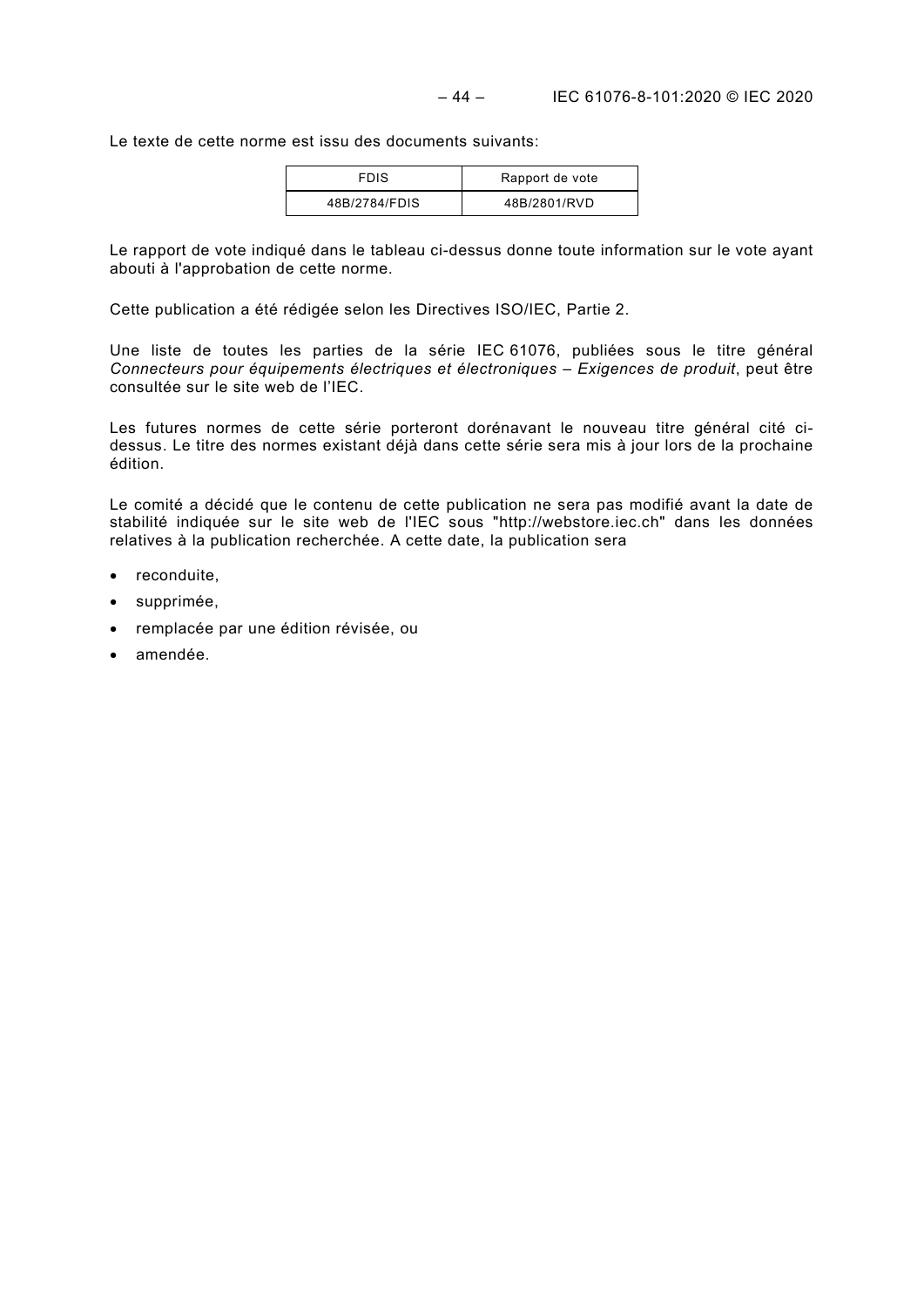Le texte de cette norme est issu des documents suivants:

| FDIS | Rapport de vote |
| --- | --- |
| 48B/2784/FDIS | 48B/2801/RVD |

Le rapport de vote indiqué dans le tableau ci-dessus donne toute information sur le vote ayant abouti à l'approbation de cette norme.

Cette publication a été rédigée selon les Directives ISO/IEC, Partie 2.

Une liste de toutes les parties de la série IEC 61076, publiées sous le titre général *Connecteurs pour équipements électriques et électroniques – Exigences de produit*, peut être consultée sur le site web de l'IEC.

Les futures normes de cette série porteront dorénavant le nouveau titre général cité ci-dessus. Le titre des normes existant déjà dans cette série sera mis à jour lors de la prochaine édition.

Le comité a décidé que le contenu de cette publication ne sera pas modifié avant la date de stabilité indiquée sur le site web de l'IEC sous "http://webstore.iec.ch" dans les données relatives à la publication recherchée. A cette date, la publication sera

- reconduite,
- supprimée,
- remplacée par une édition révisée, ou
- amendée.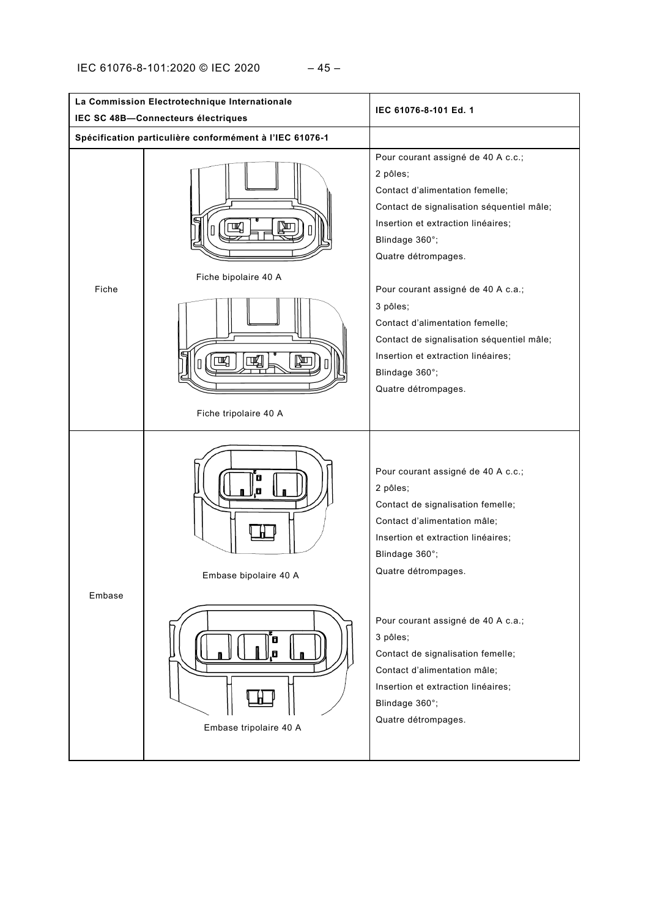| La Commission Electrotechnique Internationale<br>IEC SC 48B—Connecteurs électriques | | IEC 61076-8-101 Ed. 1 |
|---|---|---|
| Spécification particulière conformément à l'IEC 61076-1 | | |
| Fiche | Fiche bipolaire 40 A<br><br>Fiche tripolaire 40 A | Pour courant assigné de 40 A c.c.;<br>2 pôles;<br>Contact d'alimentation femelle;<br>Contact de signalisation séquentiel mâle;<br>Insertion et extraction linéaires;<br>Blindage 360°;<br>Quatre détrompages.<br><br>Pour courant assigné de 40 A c.a.;<br>3 pôles;<br>Contact d'alimentation femelle;<br>Contact de signalisation séquentiel mâle;<br>Insertion et extraction linéaires;<br>Blindage 360°;<br>Quatre détrompages. |
| Embase | Embase bipolaire 40 A<br><br>Embase tripolaire 40 A | Pour courant assigné de 40 A c.c.;<br>2 pôles;<br>Contact de signalisation femelle;<br>Contact d'alimentation mâle;<br>Insertion et extraction linéaires;<br>Blindage 360°;<br>Quatre détrompages.<br><br>Pour courant assigné de 40 A c.a.;<br>3 pôles;<br>Contact de signalisation femelle;<br>Contact d'alimentation mâle;<br>Insertion et extraction linéaires;<br>Blindage 360°;<br>Quatre détrompages. |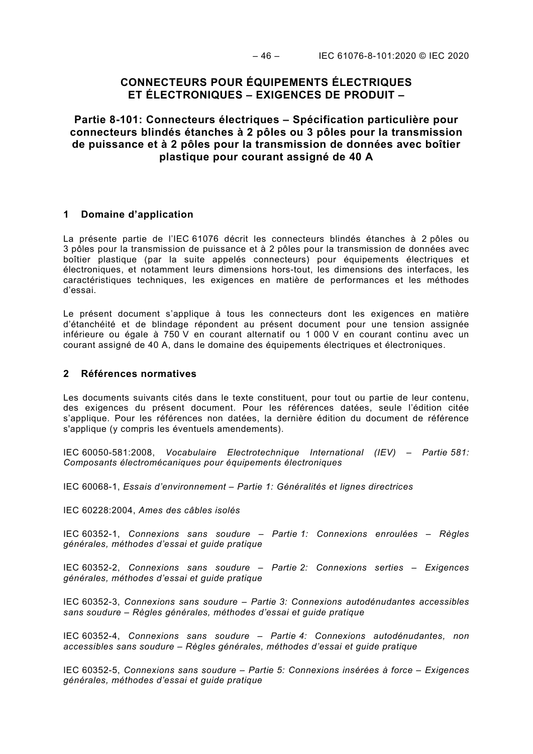# CONNECTEURS POUR ÉQUIPEMENTS ÉLECTRIQUES ET ÉLECTRONIQUES – EXIGENCES DE PRODUIT –

## Partie 8-101: Connecteurs électriques – Spécification particulière pour connecteurs blindés étanches à 2 pôles ou 3 pôles pour la transmission de puissance et à 2 pôles pour la transmission de données avec boîtier plastique pour courant assigné de 40 A

## 1 Domaine d'application

La présente partie de l'IEC 61076 décrit les connecteurs blindés étanches à 2 pôles ou 3 pôles pour la transmission de puissance et à 2 pôles pour la transmission de données avec boîtier plastique (par la suite appelés connecteurs) pour équipements électriques et électroniques, et notamment leurs dimensions hors-tout, les dimensions des interfaces, les caractéristiques techniques, les exigences en matière de performances et les méthodes d'essai.

Le présent document s'applique à tous les connecteurs dont les exigences en matière d'étanchéité et de blindage répondent au présent document pour une tension assignée inférieure ou égale à 750 V en courant alternatif ou 1 000 V en courant continu avec un courant assigné de 40 A, dans le domaine des équipements électriques et électroniques.

## 2 Références normatives

Les documents suivants cités dans le texte constituent, pour tout ou partie de leur contenu, des exigences du présent document. Pour les références datées, seule l'édition citée s'applique. Pour les références non datées, la dernière édition du document de référence s'applique (y compris les éventuels amendements).

IEC 60050-581:2008, *Vocabulaire Electrotechnique International (IEV) – Partie 581: Composants électromécaniques pour équipements électroniques*

IEC 60068-1, *Essais d'environnement – Partie 1: Généralités et lignes directrices*

IEC 60228:2004, *Ames des câbles isolés*

IEC 60352-1, *Connexions sans soudure – Partie 1: Connexions enroulées – Règles générales, méthodes d'essai et guide pratique*

IEC 60352-2, *Connexions sans soudure – Partie 2: Connexions serties – Exigences générales, méthodes d'essai et guide pratique*

IEC 60352-3, *Connexions sans soudure – Partie 3: Connexions autodénudantes accessibles sans soudure – Règles générales, méthodes d'essai et guide pratique*

IEC 60352-4, *Connexions sans soudure – Partie 4: Connexions autodénudantes, non accessibles sans soudure – Règles générales, méthodes d'essai et guide pratique*

IEC 60352-5, *Connexions sans soudure – Partie 5: Connexions insérées à force – Exigences générales, méthodes d'essai et guide pratique*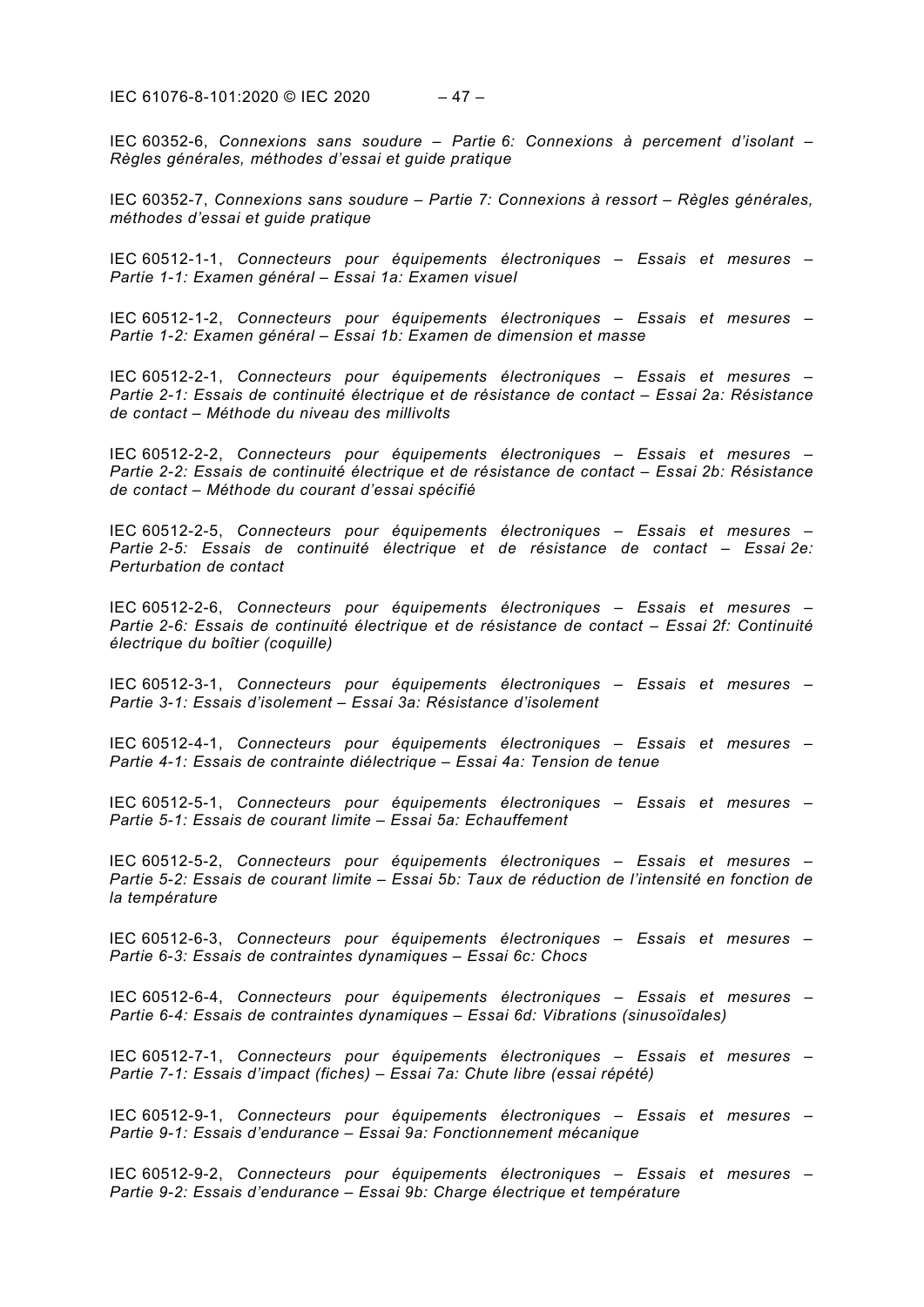IEC 60352-6, *Connexions sans soudure – Partie 6: Connexions à percement d'isolant – Règles générales, méthodes d'essai et guide pratique*

IEC 60352-7, *Connexions sans soudure – Partie 7: Connexions à ressort – Règles générales, méthodes d'essai et guide pratique*

IEC 60512-1-1, *Connecteurs pour équipements électroniques – Essais et mesures – Partie 1-1: Examen général – Essai 1a: Examen visuel*

IEC 60512-1-2, *Connecteurs pour équipements électroniques – Essais et mesures – Partie 1-2: Examen général – Essai 1b: Examen de dimension et masse*

IEC 60512-2-1, *Connecteurs pour équipements électroniques – Essais et mesures – Partie 2-1: Essais de continuité électrique et de résistance de contact – Essai 2a: Résistance de contact – Méthode du niveau des millivolts*

IEC 60512-2-2, *Connecteurs pour équipements électroniques – Essais et mesures – Partie 2-2: Essais de continuité électrique et de résistance de contact – Essai 2b: Résistance de contact – Méthode du courant d'essai spécifié*

IEC 60512-2-5, *Connecteurs pour équipements électroniques – Essais et mesures – Partie 2-5: Essais de continuité électrique et de résistance de contact – Essai 2e: Perturbation de contact*

IEC 60512-2-6, *Connecteurs pour équipements électroniques – Essais et mesures – Partie 2-6: Essais de continuité électrique et de résistance de contact – Essai 2f: Continuité électrique du boîtier (coquille)*

IEC 60512-3-1, *Connecteurs pour équipements électroniques – Essais et mesures – Partie 3-1: Essais d'isolement – Essai 3a: Résistance d'isolement*

IEC 60512-4-1, *Connecteurs pour équipements électroniques – Essais et mesures – Partie 4-1: Essais de contrainte diélectrique – Essai 4a: Tension de tenue*

IEC 60512-5-1, *Connecteurs pour équipements électroniques – Essais et mesures – Partie 5-1: Essais de courant limite – Essai 5a: Echauffement*

IEC 60512-5-2, *Connecteurs pour équipements électroniques – Essais et mesures – Partie 5-2: Essais de courant limite – Essai 5b: Taux de réduction de l'intensité en fonction de la température*

IEC 60512-6-3, *Connecteurs pour équipements électroniques – Essais et mesures – Partie 6-3: Essais de contraintes dynamiques – Essai 6c: Chocs*

IEC 60512-6-4, *Connecteurs pour équipements électroniques – Essais et mesures – Partie 6-4: Essais de contraintes dynamiques – Essai 6d: Vibrations (sinusoïdales)*

IEC 60512-7-1, *Connecteurs pour équipements électroniques – Essais et mesures – Partie 7-1: Essais d'impact (fiches) – Essai 7a: Chute libre (essai répété)*

IEC 60512-9-1, *Connecteurs pour équipements électroniques – Essais et mesures – Partie 9-1: Essais d'endurance – Essai 9a: Fonctionnement mécanique*

IEC 60512-9-2, *Connecteurs pour équipements électroniques – Essais et mesures – Partie 9-2: Essais d'endurance – Essai 9b: Charge électrique et température*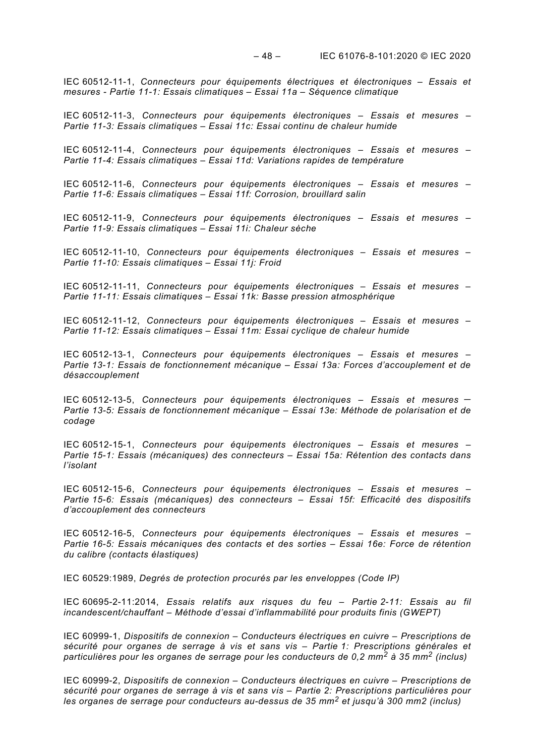IEC 60512-11-1, *Connecteurs pour équipements électriques et électroniques – Essais et mesures - Partie 11-1: Essais climatiques – Essai 11a – Séquence climatique*

IEC 60512-11-3, *Connecteurs pour équipements électroniques – Essais et mesures – Partie 11-3: Essais climatiques – Essai 11c: Essai continu de chaleur humide*

IEC 60512-11-4, *Connecteurs pour équipements électroniques – Essais et mesures – Partie 11-4: Essais climatiques – Essai 11d: Variations rapides de température*

IEC 60512-11-6, *Connecteurs pour équipements électroniques – Essais et mesures – Partie 11-6: Essais climatiques – Essai 11f: Corrosion, brouillard salin*

IEC 60512-11-9, *Connecteurs pour équipements électroniques – Essais et mesures – Partie 11-9: Essais climatiques – Essai 11i: Chaleur sèche*

IEC 60512-11-10, *Connecteurs pour équipements électroniques – Essais et mesures – Partie 11-10: Essais climatiques – Essai 11j: Froid*

IEC 60512-11-11, *Connecteurs pour équipements électroniques – Essais et mesures – Partie 11-11: Essais climatiques – Essai 11k: Basse pression atmosphérique*

IEC 60512-11-12, *Connecteurs pour équipements électroniques – Essais et mesures – Partie 11-12: Essais climatiques – Essai 11m: Essai cyclique de chaleur humide*

IEC 60512-13-1, *Connecteurs pour équipements électroniques – Essais et mesures – Partie 13-1: Essais de fonctionnement mécanique – Essai 13a: Forces d'accouplement et de désaccouplement*

IEC 60512-13-5, *Connecteurs pour équipements électroniques – Essais et mesures – Partie 13-5: Essais de fonctionnement mécanique – Essai 13e: Méthode de polarisation et de codage*

IEC 60512-15-1, *Connecteurs pour équipements électroniques – Essais et mesures – Partie 15-1: Essais (mécaniques) des connecteurs – Essai 15a: Rétention des contacts dans l'isolant*

IEC 60512-15-6, *Connecteurs pour équipements électroniques – Essais et mesures – Partie 15-6: Essais (mécaniques) des connecteurs – Essai 15f: Efficacité des dispositifs d'accouplement des connecteurs*

IEC 60512-16-5, *Connecteurs pour équipements électroniques – Essais et mesures – Partie 16-5: Essais mécaniques des contacts et des sorties – Essai 16e: Force de rétention du calibre (contacts élastiques)*

IEC 60529:1989, *Degrés de protection procurés par les enveloppes (Code IP)*

IEC 60695-2-11:2014, *Essais relatifs aux risques du feu – Partie 2-11: Essais au fil incandescent/chauffant – Méthode d'essai d'inflammabilité pour produits finis (GWEPT)*

IEC 60999-1, *Dispositifs de connexion – Conducteurs électriques en cuivre – Prescriptions de sécurité pour organes de serrage à vis et sans vis – Partie 1: Prescriptions générales et particulières pour les organes de serrage pour les conducteurs de 0,2 mm$^2$ à 35 mm$^2$ (inclus)*

IEC 60999-2, *Dispositifs de connexion – Conducteurs électriques en cuivre – Prescriptions de sécurité pour organes de serrage à vis et sans vis – Partie 2: Prescriptions particulières pour les organes de serrage pour conducteurs au-dessus de 35 mm$^2$ et jusqu'à 300 mm2 (inclus)*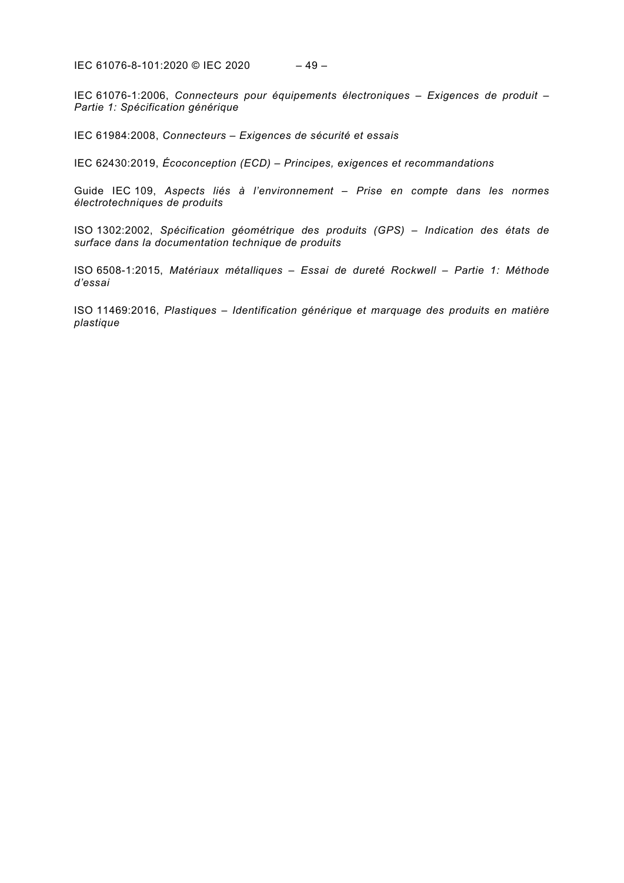IEC 61076-1:2006, *Connecteurs pour équipements électroniques – Exigences de produit – Partie 1: Spécification générique*

IEC 61984:2008, *Connecteurs – Exigences de sécurité et essais*

IEC 62430:2019, *Écoconception (ECD) – Principes, exigences et recommandations*

Guide IEC 109, *Aspects liés à l'environnement – Prise en compte dans les normes électrotechniques de produits*

ISO 1302:2002, *Spécification géométrique des produits (GPS) – Indication des états de surface dans la documentation technique de produits*

ISO 6508-1:2015, *Matériaux métalliques – Essai de dureté Rockwell – Partie 1: Méthode d'essai*

ISO 11469:2016, *Plastiques – Identification générique et marquage des produits en matière plastique*